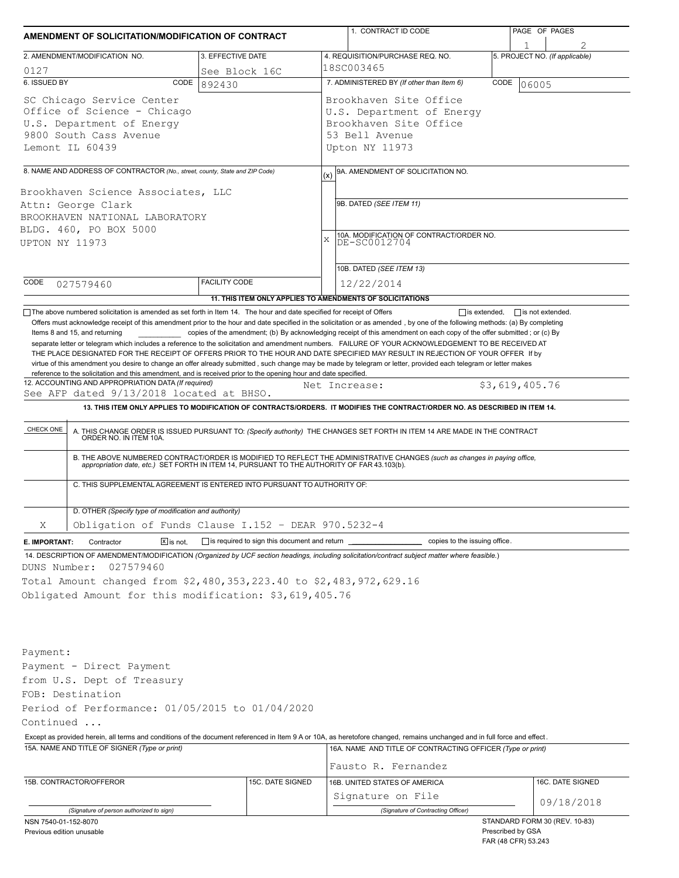# AMENDMENT OF SOLICITATION/MODIFICATION OF CONTRACT

| 1. CONTRACT ID CODE | PAGE OF PAGES |
|---|---|
| | 1 of 2 |

| 2. AMENDMENT/MODIFICATION NO. | 3. EFFECTIVE DATE | 4. REQUISITION/PURCHASE REQ. NO. | 5. PROJECT NO. (If applicable) |
|---|---|---|---|
| 0127 | See Block 16C | 18SC003465 | |

| 6. ISSUED BY | CODE 892430 | 7. ADMINISTERED BY (If other than Item 6) | CODE 06005 |
|---|---|---|---|
| SC Chicago Service Center<br>Office of Science - Chicago<br>U.S. Department of Energy<br>9800 South Cass Avenue<br>Lemont IL 60439 | | Brookhaven Site Office<br>U.S. Department of Energy<br>Brookhaven Site Office<br>53 Bell Avenue<br>Upton NY 11973 | |

**8. NAME AND ADDRESS OF CONTRACTOR** (No., street, county, State and ZIP Code)

Brookhaven Science Associates, LLC
Attn: George Clark
BROOKHAVEN NATIONAL LABORATORY
BLDG. 460, PO BOX 5000
UPTON NY 11973

CODE 027579460 | FACILITY CODE

| (x) | |
|---|---|
| | 9A. AMENDMENT OF SOLICITATION NO. |
| | 9B. DATED (SEE ITEM 11) |
| X | 10A. MODIFICATION OF CONTRACT/ORDER NO. DE-SC0012704 |
| | 10B. DATED (SEE ITEM 13) 12/22/2014 |

**11. THIS ITEM ONLY APPLIES TO AMENDMENTS OF SOLICITATIONS**

☐ The above numbered solicitation is amended as set forth in Item 14. The hour and date specified for receipt of Offers ☐ is extended, ☐ is not extended.

Offers must acknowledge receipt of this amendment prior to the hour and date specified in the solicitation or as amended , by one of the following methods: (a) By completing Items 8 and 15, and returning \_\_\_\_\_\_\_\_ copies of the amendment; (b) By acknowledging receipt of this amendment on each copy of the offer submitted ; or (c) By separate letter or telegram which includes a reference to the solicitation and amendment numbers. FAILURE OF YOUR ACKNOWLEDGEMENT TO BE RECEIVED AT THE PLACE DESIGNATED FOR THE RECEIPT OF OFFERS PRIOR TO THE HOUR AND DATE SPECIFIED MAY RESULT IN REJECTION OF YOUR OFFER If by virtue of this amendment you desire to change an offer already submitted , such change may be made by telegram or letter, provided each telegram or letter makes reference to the solicitation and this amendment, and is received prior to the opening hour and date specified.

**12. ACCOUNTING AND APPROPRIATION DATA** (If required)
See AFP dated 9/13/2018 located at BHSO. Net Increase: $3,619,405.76

**13. THIS ITEM ONLY APPLIES TO MODIFICATION OF CONTRACTS/ORDERS. IT MODIFIES THE CONTRACT/ORDER NO. AS DESCRIBED IN ITEM 14.**

| CHECK ONE | |
|---|---|
| | A. THIS CHANGE ORDER IS ISSUED PURSUANT TO: (Specify authority) THE CHANGES SET FORTH IN ITEM 14 ARE MADE IN THE CONTRACT ORDER NO. IN ITEM 10A. |
| | B. THE ABOVE NUMBERED CONTRACT/ORDER IS MODIFIED TO REFLECT THE ADMINISTRATIVE CHANGES (such as changes in paying office, appropriation date, etc.) SET FORTH IN ITEM 14, PURSUANT TO THE AUTHORITY OF FAR 43.103(b). |
| | C. THIS SUPPLEMENTAL AGREEMENT IS ENTERED INTO PURSUANT TO AUTHORITY OF: |
| X | D. OTHER (Specify type of modification and authority) Obligation of Funds Clause I.152 - DEAR 970.5232-4 |

**E. IMPORTANT:** Contractor ☒ is not, ☐ is required to sign this document and return \_\_\_\_\_\_\_\_ copies to the issuing office.

**14. DESCRIPTION OF AMENDMENT/MODIFICATION** (Organized by UCF section headings, including solicitation/contract subject matter where feasible.)

DUNS Number: 027579460
Total Amount changed from $2,480,353,223.40 to $2,483,972,629.16
Obligated Amount for this modification: $3,619,405.76

Payment:
Payment - Direct Payment
from U.S. Dept of Treasury
FOB: Destination
Period of Performance: 01/05/2015 to 01/04/2020
Continued ...

Except as provided herein, all terms and conditions of the document referenced in Item 9 A or 10A, as heretofore changed, remains unchanged and in full force and effect.

| 15A. NAME AND TITLE OF SIGNER (Type or print) | | 16A. NAME AND TITLE OF CONTRACTING OFFICER (Type or print) | |
|---|---|---|---|
| | | Fausto R. Fernandez | |
| 15B. CONTRACTOR/OFFEROR | 15C. DATE SIGNED | 16B. UNITED STATES OF AMERICA | 16C. DATE SIGNED |
| (Signature of person authorized to sign) | | Signature on File<br>(Signature of Contracting Officer) | 09/18/2018 |

NSN 7540-01-152-8070
Previous edition unusable

STANDARD FORM 30 (REV. 10-83)
Prescribed by GSA
FAR (48 CFR) 53.243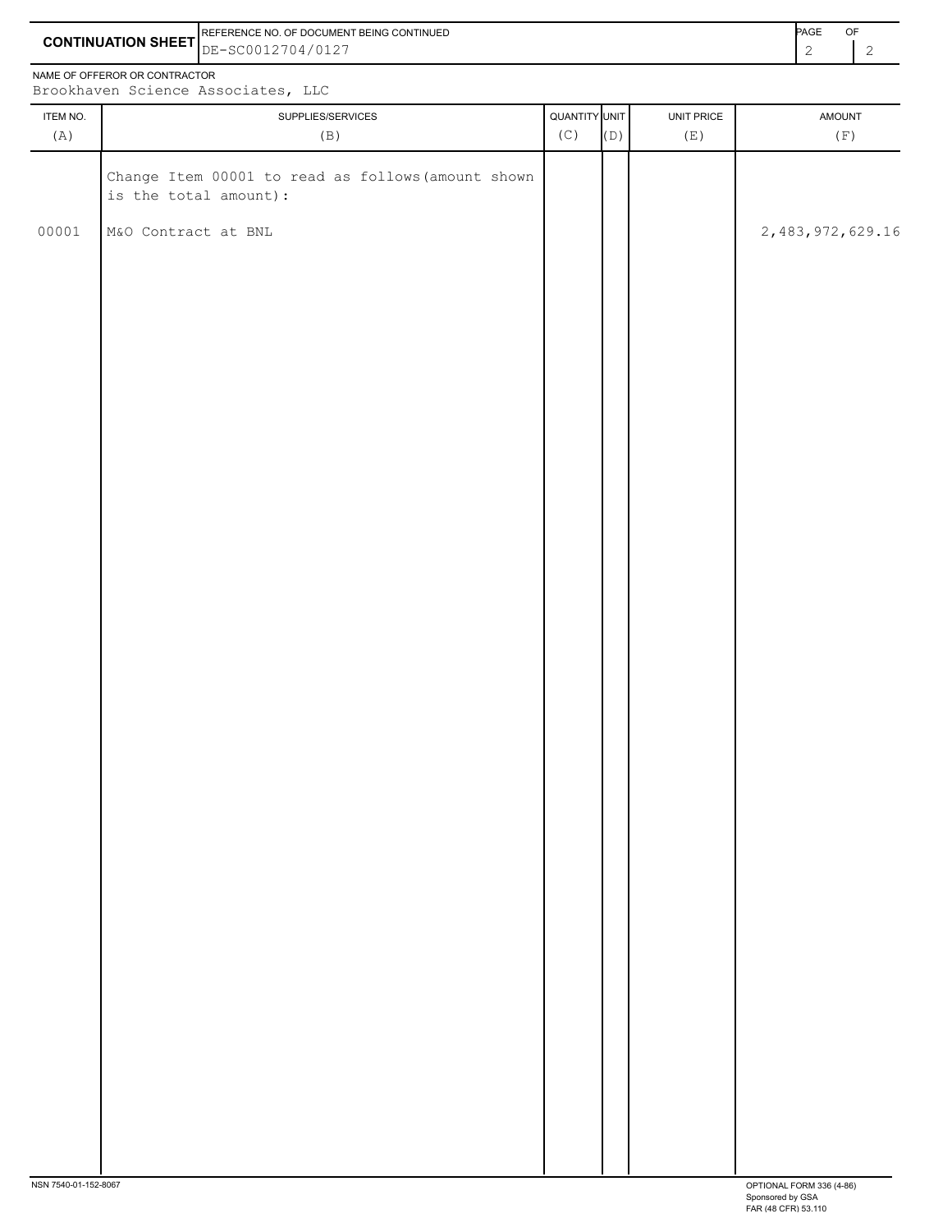**CONTINUATION SHEET**

REFERENCE NO. OF DOCUMENT BEING CONTINUED: DE-SC0012704/0127

NAME OF OFFEROR OR CONTRACTOR: Brookhaven Science Associates, LLC

| ITEM NO. (A) | SUPPLIES/SERVICES (B) | QUANTITY (C) | UNIT (D) | UNIT PRICE (E) | AMOUNT (F) |
|---|---|---|---|---|---|
| | Change Item 00001 to read as follows(amount shown is the total amount): | | | | |
| 00001 | M&O Contract at BNL | | | | 2,483,972,629.16 |

NSN 7540-01-152-8067

OPTIONAL FORM 336 (4-86)
Sponsored by GSA
FAR (48 CFR) 53.110